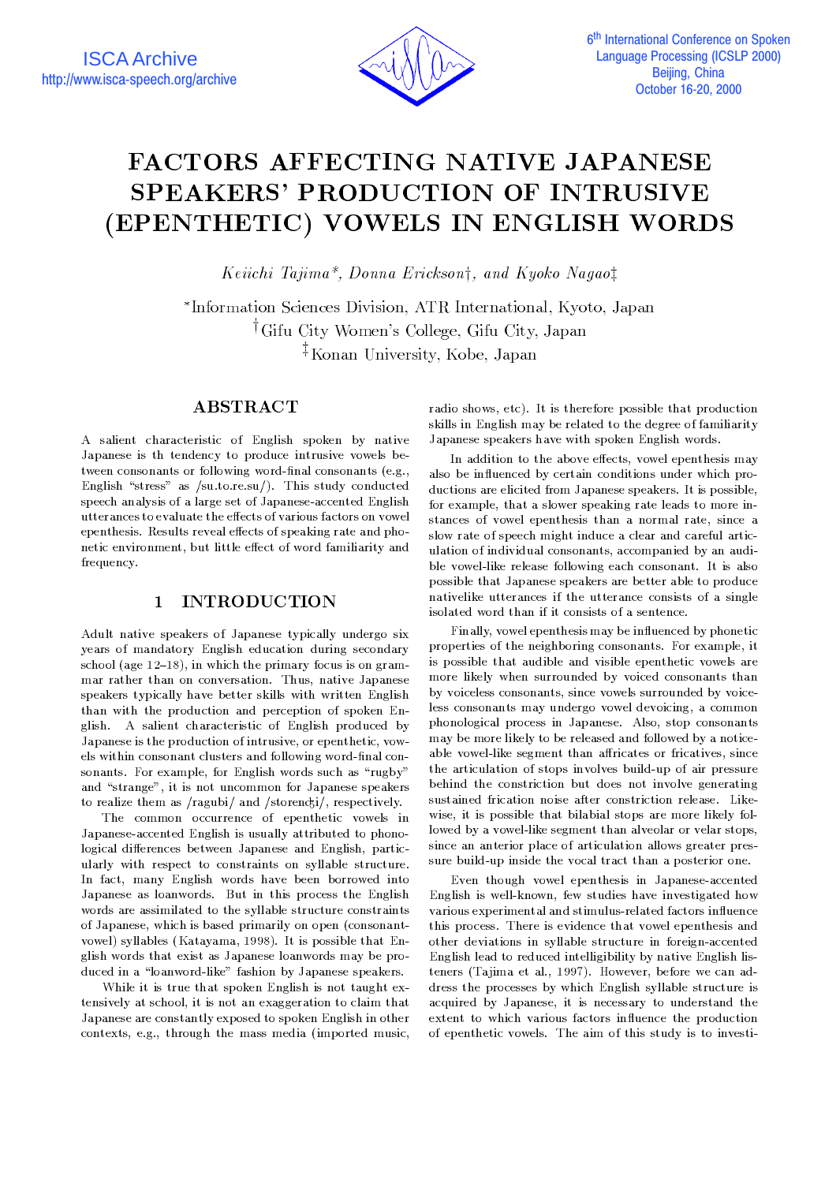# FACTORS AFFECTING NATIVE JAPANESE SPEAKERS' PRODUCTION OF INTRUSIVE (EPENTHETIC) VOWELS IN ENGLISH WORDS

*Keiichi Tajima\*, Donna Erickson†, and Kyoko Nagao‡*

\*Information Sciences Division, ATR International, Kyoto, Japan
†Gifu City Women's College, Gifu City, Japan
‡Konan University, Kobe, Japan

## ABSTRACT

A salient characteristic of English spoken by native Japanese is th tendency to produce intrusive vowels between consonants or following word-final consonants (e.g., English "stress" as /su.to.re.su/). This study conducted speech analysis of a large set of Japanese-accented English utterances to evaluate the effects of various factors on vowel epenthesis. Results reveal effects of speaking rate and phonetic environment, but little effect of word familiarity and frequency.

## 1 INTRODUCTION

Adult native speakers of Japanese typically undergo six years of mandatory English education during secondary school (age 12–18), in which the primary focus is on grammar rather than on conversation. Thus, native Japanese speakers typically have better skills with written English than with the production and perception of spoken English. A salient characteristic of English produced by Japanese is the production of intrusive, or epenthetic, vowels within consonant clusters and following word-final consonants. For example, for English words such as "rugby" and "strange", it is not uncommon for Japanese speakers to realize them as /ragubi/ and /storendʒi/, respectively.

The common occurrence of epenthetic vowels in Japanese-accented English is usually attributed to phonological differences between Japanese and English, particularly with respect to constraints on syllable structure. In fact, many English words have been borrowed into Japanese as loanwords. But in this process the English words are assimilated to the syllable structure constraints of Japanese, which is based primarily on open (consonant-vowel) syllables (Katayama, 1998). It is possible that English words that exist as Japanese loanwords may be produced in a "loanword-like" fashion by Japanese speakers.

While it is true that spoken English is not taught extensively at school, it is not an exaggeration to claim that Japanese are constantly exposed to spoken English in other contexts, e.g., through the mass media (imported music, radio shows, etc). It is therefore possible that production skills in English may be related to the degree of familiarity Japanese speakers have with spoken English words.

In addition to the above effects, vowel epenthesis may also be influenced by certain conditions under which productions are elicited from Japanese speakers. It is possible, for example, that a slower speaking rate leads to more instances of vowel epenthesis than a normal rate, since a slow rate of speech might induce a clear and careful articulation of individual consonants, accompanied by an audible vowel-like release following each consonant. It is also possible that Japanese speakers are better able to produce nativelike utterances if the utterance consists of a single isolated word than if it consists of a sentence.

Finally, vowel epenthesis may be influenced by phonetic properties of the neighboring consonants. For example, it is possible that audible and visible epenthetic vowels are more likely when surrounded by voiced consonants than by voiceless consonants, since vowels surrounded by voiceless consonants may undergo vowel devoicing, a common phonological process in Japanese. Also, stop consonants may be more likely to be released and followed by a noticeable vowel-like segment than affricates or fricatives, since the articulation of stops involves build-up of air pressure behind the constriction but does not involve generating sustained frication noise after constriction release. Likewise, it is possible that bilabial stops are more likely followed by a vowel-like segment than alveolar or velar stops, since an anterior place of articulation allows greater pressure build-up inside the vocal tract than a posterior one.

Even though vowel epenthesis in Japanese-accented English is well-known, few studies have investigated how various experimental and stimulus-related factors influence this process. There is evidence that vowel epenthesis and other deviations in syllable structure in foreign-accented English lead to reduced intelligibility by native English listeners (Tajima et al., 1997). However, before we can address the processes by which English syllable structure is acquired by Japanese, it is necessary to understand the extent to which various factors influence the production of epenthetic vowels. The aim of this study is to investi-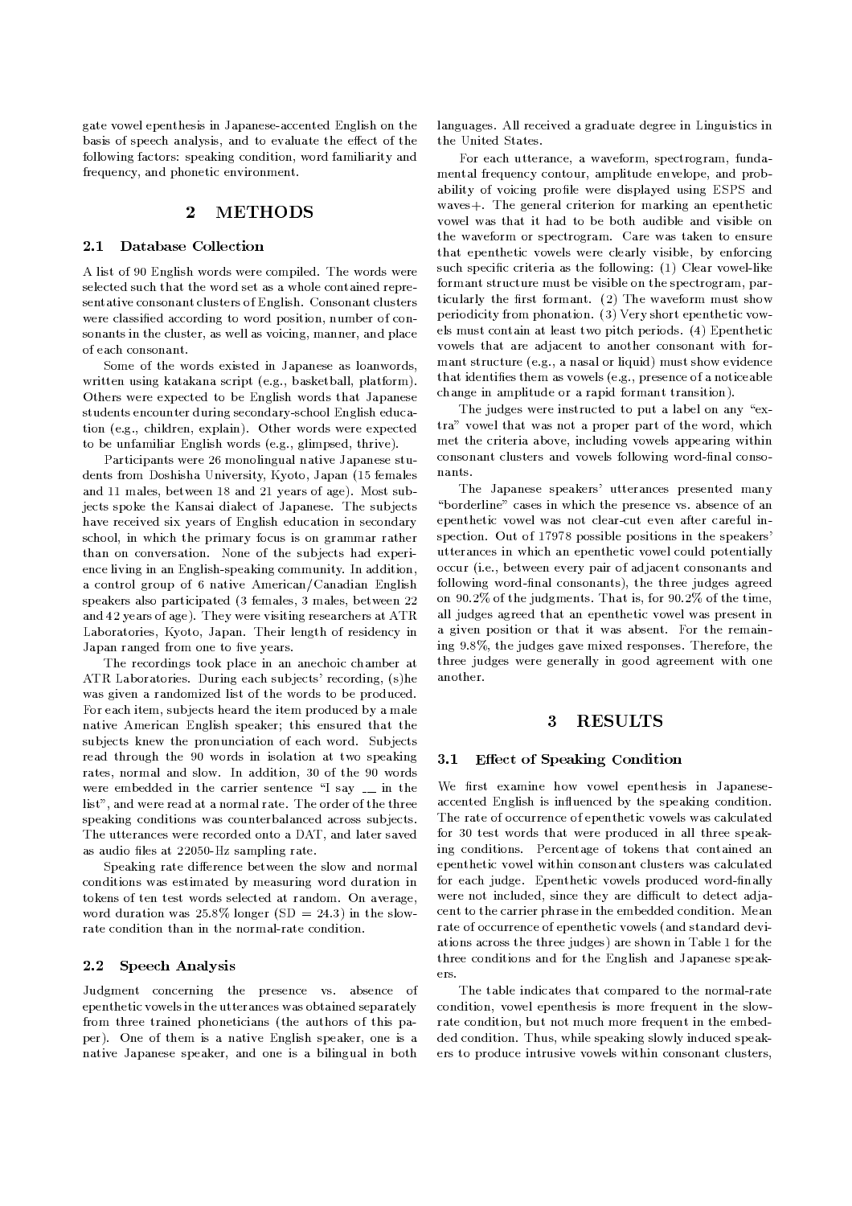gate vowel epenthesis in Japanese-accented English on the basis of speech analysis, and to evaluate the effect of the following factors: speaking condition, word familiarity and frequency, and phonetic environment.

## 2 METHODS

### 2.1 Database Collection

A list of 90 English words were compiled. The words were selected such that the word set as a whole contained representative consonant clusters of English. Consonant clusters were classified according to word position, number of consonants in the cluster, as well as voicing, manner, and place of each consonant.

Some of the words existed in Japanese as loanwords, written using katakana script (e.g., basketball, platform). Others were expected to be English words that Japanese students encounter during secondary-school English education (e.g., children, explain). Other words were expected to be unfamiliar English words (e.g., glimpsed, thrive).

Participants were 26 monolingual native Japanese students from Doshisha University, Kyoto, Japan (15 females and 11 males, between 18 and 21 years of age). Most subjects spoke the Kansai dialect of Japanese. The subjects have received six years of English education in secondary school, in which the primary focus is on grammar rather than on conversation. None of the subjects had experience living in an English-speaking community. In addition, a control group of 6 native American/Canadian English speakers also participated (3 females, 3 males, between 22 and 42 years of age). They were visiting researchers at ATR Laboratories, Kyoto, Japan. Their length of residency in Japan ranged from one to five years.

The recordings took place in an anechoic chamber at ATR Laboratories. During each subjects' recording, (s)he was given a randomized list of the words to be produced. For each item, subjects heard the item produced by a male native American English speaker; this ensured that the subjects knew the pronunciation of each word. Subjects read through the 90 words in isolation at two speaking rates, normal and slow. In addition, 30 of the 90 words were embedded in the carrier sentence "I say __ in the list", and were read at a normal rate. The order of the three speaking conditions was counterbalanced across subjects. The utterances were recorded onto a DAT, and later saved as audio files at 22050-Hz sampling rate.

Speaking rate difference between the slow and normal conditions was estimated by measuring word duration in tokens of ten test words selected at random. On average, word duration was 25.8% longer (SD = 24.3) in the slow-rate condition than in the normal-rate condition.

### 2.2 Speech Analysis

Judgment concerning the presence vs. absence of epenthetic vowels in the utterances was obtained separately from three trained phoneticians (the authors of this paper). One of them is a native English speaker, one is a native Japanese speaker, and one is a bilingual in both languages. All received a graduate degree in Linguistics in the United States.

For each utterance, a waveform, spectrogram, fundamental frequency contour, amplitude envelope, and probability of voicing profile were displayed using ESPS and waves+. The general criterion for marking an epenthetic vowel was that it had to be both audible and visible on the waveform or spectrogram. Care was taken to ensure that epenthetic vowels were clearly visible, by enforcing such specific criteria as the following: (1) Clear vowel-like formant structure must be visible on the spectrogram, particularly the first formant. (2) The waveform must show periodicity from phonation. (3) Very short epenthetic vowels must contain at least two pitch periods. (4) Epenthetic vowels that are adjacent to another consonant with formant structure (e.g., a nasal or liquid) must show evidence that identifies them as vowels (e.g., presence of a noticeable change in amplitude or a rapid formant transition).

The judges were instructed to put a label on any "extra" vowel that was not a proper part of the word, which met the criteria above, including vowels appearing within consonant clusters and vowels following word-final consonants.

The Japanese speakers' utterances presented many "borderline" cases in which the presence vs. absence of an epenthetic vowel was not clear-cut even after careful inspection. Out of 17978 possible positions in the speakers' utterances in which an epenthetic vowel could potentially occur (i.e., between every pair of adjacent consonants and following word-final consonants), the three judges agreed on 90.2% of the judgments. That is, for 90.2% of the time, all judges agreed that an epenthetic vowel was present in a given position or that it was absent. For the remaining 9.8%, the judges gave mixed responses. Therefore, the three judges were generally in good agreement with one another.

## 3 RESULTS

### 3.1 Effect of Speaking Condition

We first examine how vowel epenthesis in Japanese-accented English is influenced by the speaking condition. The rate of occurrence of epenthetic vowels was calculated for 30 test words that were produced in all three speaking conditions. Percentage of tokens that contained an epenthetic vowel within consonant clusters was calculated for each judge. Epenthetic vowels produced word-finally were not included, since they are difficult to detect adjacent to the carrier phrase in the embedded condition. Mean rate of occurrence of epenthetic vowels (and standard deviations across the three judges) are shown in Table 1 for the three conditions and for the English and Japanese speakers.

The table indicates that compared to the normal-rate condition, vowel epenthesis is more frequent in the slow-rate condition, but not much more frequent in the embedded condition. Thus, while speaking slowly induced speakers to produce intrusive vowels within consonant clusters,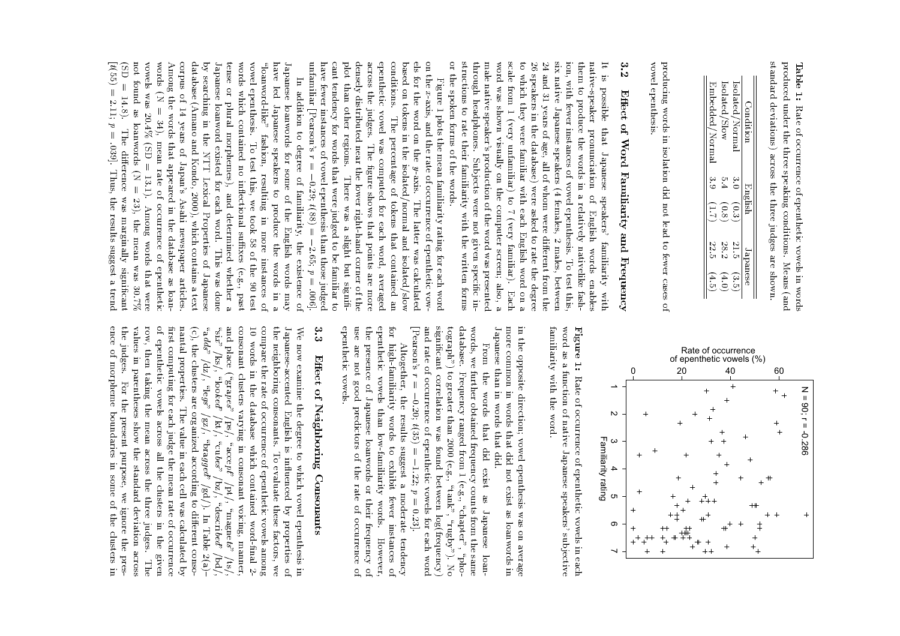**Table 1:** Rate of occurrence of epenthetic vowels in words produced under the three speaking conditions. Means (and standard deviations) across the three judges are shown.

| Condition | English | Japanese |
|---|---|---|
| Isolated/Normal | 3.0 (0.3) | 21.5 (3.5) |
| Isolated/Slow | 5.4 (0.8) | 28.2 (4.0) |
| Embedded/Normal | 3.9 (1.7) | 22.5 (4.5) |

producing words in isolation did not lead to fewer cases of vowel epenthesis.

### 3.2 Effect of Word Familiarity and Frequency

It is possible that Japanese speakers' familiarity with native-speaker pronunciation of English words enables them to produce the words in a relatively nativelike fashion, with fewer instances of vowel epenthesis. To test this, six native Japanese speakers (4 females, 2 males, between 24 and 31 years of age, all of whom were different from the 26 speakers in the database) were asked to rate the degree to which they were familiar with each English word on a scale from 1 (very unfamiliar) to 7 (very familiar). Each word was shown visually on the computer screen; also, a male native speaker's production of the word was presented through headphones. Subjects were not given specific instructions to rate their familiarity with the written forms or the spoken forms of the words.

Figure 1 plots the mean familiarity rating for each word on the $x$-axis, and the rate of occurrence of epenthetic vowels for the word on the $y$-axis. The latter was calculated based on tokens in the isolated/normal and isolated/slow conditions. The percentage of tokens that contained an epenthetic vowel was computed for each word, averaged across the judges. The figure shows that points are more densely distributed near the lower right-hand corner of the plot than other regions. There was a slight but significant tendency for words that were judged to be familiar to have fewer instances of vowel epenthesis than those judged unfamiliar [Pearson's $r = -0.29$; $t(88) = -2.65$; $p = .006$].

In addition to degree of familiarity, the existence of Japanese loanwords for some of the English words may have led Japanese speakers to produce the words in a "loanword-like" fashion, resulting in more instances of vowel epenthesis. To test this, we took 58 of the 90 test words which contained no inflectional suffixes (e.g., past tense or plural morphemes), and determined whether a Japanese loanword existed for each word. This was done by searching in the NTT Lexical Properties of Japanese database (Amano and Kondo, 2000), which contains a text corpus of 14 years of Japan's Asahi newspaper articles. Among the words that appeared in the database as loanwords ($N = 34$), mean rate of occurrence of epenthetic vowels was 20.4% ($SD = 13.1$). Among words that were not found as loanwords ($N = 23$), the mean was 30.7% ($SD = 14.8$). The difference was marginally significant [$t(55) = 2.11$; $p = .039$]. Thus, the results suggest a trend in the opposite direction; vowel epenthesis was on average more common in words that did not exist as loanwords in Japanese than in words that did.

**Figure 1:** Rate of occurrence of epenthetic vowels in each word as a function of native Japanese speakers' subjective familiarity with the word.

From the words that did exist as Japanese loanwords, we further obtained frequency counts from the same database. Frequency ranged from 1 (e.g., "tank", "rugby"). No significant correlation was found between log(frequency) and rate of occurrence of epenthetic vowels for each word [Pearson's $r = -0.20$; $t(35) = -1.22$; $p = 0.23$].

Altogether, the results suggest a moderate tendency for high-familiarity words to exhibit fewer instances of epenthetic vowels than low-familiarity words. However, the presence of Japanese loanwords or their frequency of use are not good predictors of the rate of occurrence of epenthetic vowels.

### 3.3 Effect of Neighboring Consonants

We now examine the degree to which vowel epenthesis in Japanese-accented English is influenced by properties of the neighboring consonants. To evaluate these factors, we compare the rate of occurrence of epenthetic vowels among 10 words in the database which contained word-final 2-consonant clusters varying in consonant voicing, manner, and place ("*grapes*" /ps/, "*accept*" /pt/, "*magnets*" /ts/, "*sits*" /ks/, "*booked*" /kt/, "*cubes*" /bz/, "*described*" /bd/, "*adds*" /dz/, "*legs*" /gz/, "*bragged*" /gd/). In Table 2(a)–(c), the clusters are organized according to different consonantal properties. The value in each cell was calculated by first computing for each judge the mean rate of occurrence of epenthetic vowels across all the clusters in the given row, then taking the mean across the three judges. The values in parentheses show the standard deviation across the judges. For the present purpose, we ignore the presence of morpheme boundaries in some of the clusters in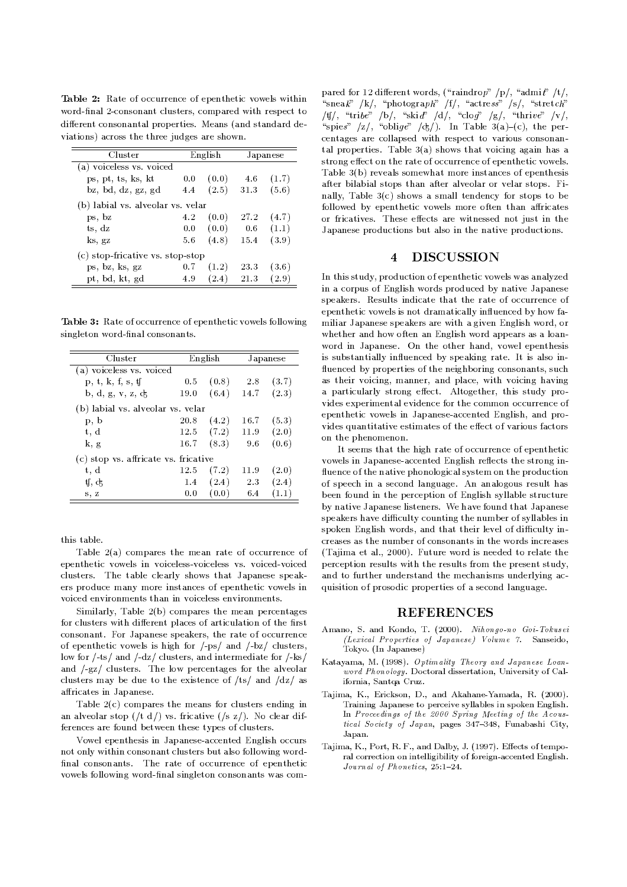**Table 2:** Rate of occurrence of epenthetic vowels within word-final 2-consonant clusters, compared with respect to different consonantal properties. Means (and standard deviations) across the three judges are shown.

| Cluster | English | | Japanese | |
|---|---|---|---|---|
| (a) voiceless vs. voiced | | | | |
| ps, pt, ts, ks, kt | 0.0 | (0.0) | 4.6 | (1.7) |
| bz, bd, dz, gz, gd | 4.4 | (2.5) | 31.3 | (5.6) |
| (b) labial vs. alveolar vs. velar | | | | |
| ps, bz | 4.2 | (0.0) | 27.2 | (4.7) |
| ts, dz | 0.0 | (0.0) | 0.6 | (1.1) |
| ks, gz | 5.6 | (4.8) | 15.4 | (3.9) |
| (c) stop-fricative vs. stop-stop | | | | |
| ps, bz, ks, gz | 0.7 | (1.2) | 23.3 | (3.6) |
| pt, bd, kt, gd | 4.9 | (2.4) | 21.3 | (2.9) |

**Table 3:** Rate of occurrence of epenthetic vowels following singleton word-final consonants.

| Cluster | English | | Japanese | |
|---|---|---|---|---|
| (a) voiceless vs. voiced | | | | |
| p, t, k, f, s, ʧ | 0.5 | (0.8) | 2.8 | (3.7) |
| b, d, g, v, z, ʤ | 19.0 | (6.4) | 14.7 | (2.3) |
| (b) labial vs. alveolar vs. velar | | | | |
| p, b | 20.8 | (4.2) | 16.7 | (5.3) |
| t, d | 12.5 | (7.2) | 11.9 | (2.0) |
| k, g | 16.7 | (8.3) | 9.6 | (0.6) |
| (c) stop vs. affricate vs. fricative | | | | |
| t, d | 12.5 | (7.2) | 11.9 | (2.0) |
| ʧ, ʤ | 1.4 | (2.4) | 2.3 | (2.4) |
| s, z | 0.0 | (0.0) | 6.4 | (1.1) |

this table.

Table 2(a) compares the mean rate of occurrence of epenthetic vowels in voiceless-voiceless vs. voiced-voiced clusters. The table clearly shows that Japanese speakers produce many more instances of epenthetic vowels in voiced environments than in voiceless environments.

Similarly, Table 2(b) compares the mean percentages for clusters with different places of articulation of the first consonant. For Japanese speakers, the rate of occurrence of epenthetic vowels is high for /-ps/ and /-bz/ clusters, low for /-ts/ and /-dz/ clusters, and intermediate for /-ks/ and /-gz/ clusters. The low percentages for the alveolar clusters may be due to the existence of /ts/ and /dz/ as affricates in Japanese.

Table 2(c) compares the means for clusters ending in an alveolar stop (/t d/) vs. fricative (/s z/). No clear differences are found between these types of clusters.

Vowel epenthesis in Japanese-accented English occurs not only within consonant clusters but also following word-final consonants. The rate of occurrence of epenthetic vowels following word-final singleton consonants was compared for 12 different words, ("raindro*p*" /p/, "admi*t*" /t/, "snea*k*" /k/, "photogra*ph*" /f/, "actre*ss*" /s/, "stret*ch*" /ʧ/, "tri*be*" /b/, "ski*d*" /d/, "clo*g*" /g/, "thri*ve*" /v/, "spie*s*" /z/, "obli*ge*" /ʤ/). In Table 3(a)–(c), the percentages are collapsed with respect to various consonantal properties. Table 3(a) shows that voicing again has a strong effect on the rate of occurrence of epenthetic vowels. Table 3(b) reveals somewhat more instances of epenthesis after bilabial stops than after alveolar or velar stops. Finally, Table 3(c) shows a small tendency for stops to be followed by epenthetic vowels more often than affricates or fricatives. These effects are witnessed not just in the Japanese productions but also in the native productions.

## 4 DISCUSSION

In this study, production of epenthetic vowels was analyzed in a corpus of English words produced by native Japanese speakers. Results indicate that the rate of occurrence of epenthetic vowels is not dramatically influenced by how familiar Japanese speakers are with a given English word, or whether and how often an English word appears as a loanword in Japanese. On the other hand, vowel epenthesis is substantially influenced by speaking rate. It is also influenced by properties of the neighboring consonants, such as their voicing, manner, and place, with voicing having a particularly strong effect. Altogether, this study provides experimental evidence for the common occurrence of epenthetic vowels in Japanese-accented English, and provides quantitative estimates of the effect of various factors on the phenomenon.

It seems that the high rate of occurrence of epenthetic vowels in Japanese-accented English reflects the strong influence of the native phonological system on the production of speech in a second language. An analogous result has been found in the perception of English syllable structure by native Japanese listeners. We have found that Japanese speakers have difficulty counting the number of syllables in spoken English words, and that their level of difficulty increases as the number of consonants in the words increases (Tajima et al., 2000). Future word is needed to relate the perception results with the results from the present study, and to further understand the mechanisms underlying acquisition of prosodic properties of a second language.

## REFERENCES

Amano, S. and Kondo, T. (2000). *Nihongo-no Goi-Tokusei (Lexical Properties of Japanese) Volume 7*. Sanseido, Tokyo. (In Japanese)

Katayama, M. (1998). *Optimality Theory and Japanese Loanword Phonology*. Doctoral dissertation, University of California, Santqa Cruz.

Tajima, K., Erickson, D., and Akahane-Yamada, R. (2000). Training Japanese to perceive syllables in spoken English. In *Proceedings of the 2000 Spring Meeting of the Acoustical Society of Japan*, pages 347–348, Funabashi City, Japan.

Tajima, K., Port, R. F., and Dalby, J. (1997). Effects of temporal correction on intelligibility of foreign-accented English. *Journal of Phonetics*, 25:1–24.